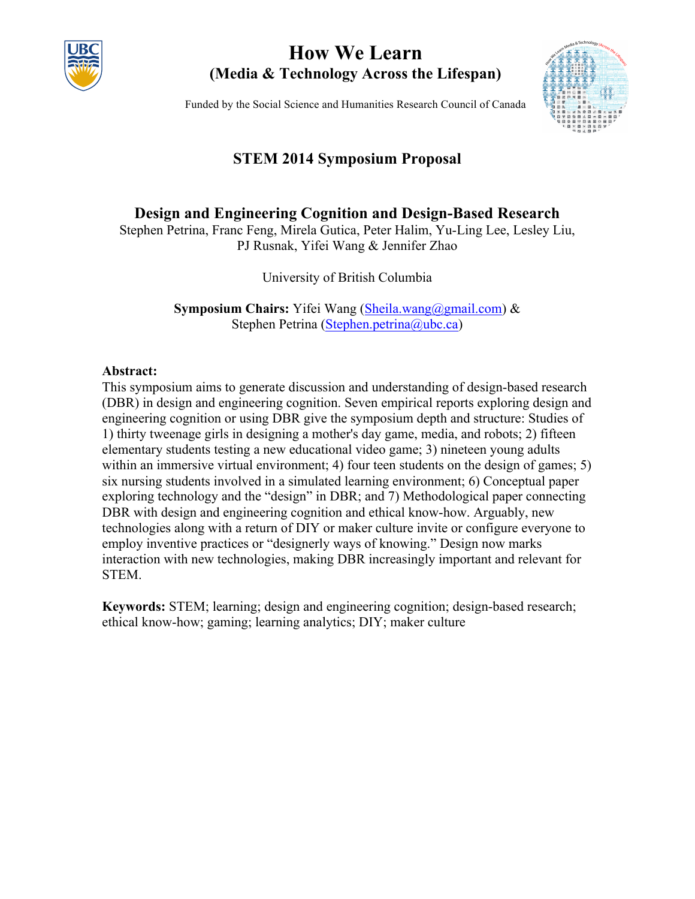# How We Learn
## (Media & Technology Across the Lifespan)

Funded by the Social Science and Humanities Research Council of Canada

## STEM 2014 Symposium Proposal

### Design and Engineering Cognition and Design-Based Research

Stephen Petrina, Franc Feng, Mirela Gutica, Peter Halim, Yu-Ling Lee, Lesley Liu, PJ Rusnak, Yifei Wang & Jennifer Zhao

University of British Columbia

**Symposium Chairs:** Yifei Wang (Sheila.wang@gmail.com) & Stephen Petrina (Stephen.petrina@ubc.ca)

**Abstract:**
This symposium aims to generate discussion and understanding of design-based research (DBR) in design and engineering cognition. Seven empirical reports exploring design and engineering cognition or using DBR give the symposium depth and structure: Studies of 1) thirty tweenage girls in designing a mother's day game, media, and robots; 2) fifteen elementary students testing a new educational video game; 3) nineteen young adults within an immersive virtual environment; 4) four teen students on the design of games; 5) six nursing students involved in a simulated learning environment; 6) Conceptual paper exploring technology and the "design" in DBR; and 7) Methodological paper connecting DBR with design and engineering cognition and ethical know-how. Arguably, new technologies along with a return of DIY or maker culture invite or configure everyone to employ inventive practices or "designerly ways of knowing." Design now marks interaction with new technologies, making DBR increasingly important and relevant for STEM.

**Keywords:** STEM; learning; design and engineering cognition; design-based research; ethical know-how; gaming; learning analytics; DIY; maker culture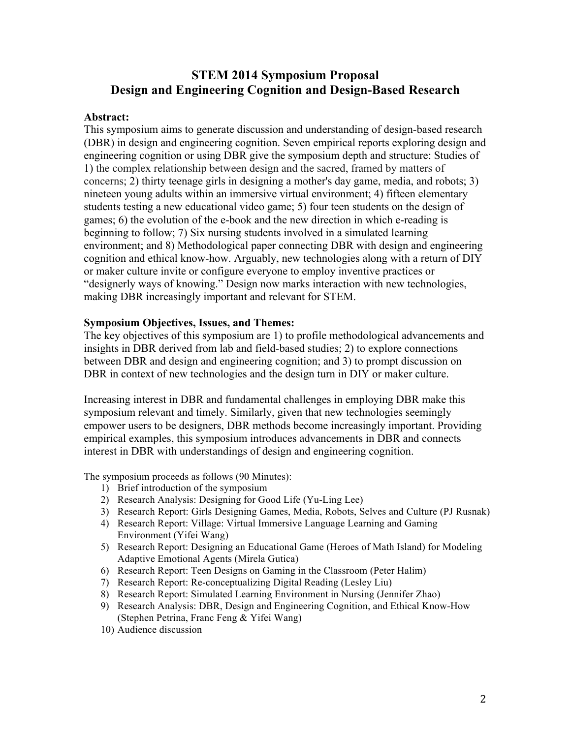# STEM 2014 Symposium Proposal
# Design and Engineering Cognition and Design-Based Research

**Abstract:**

This symposium aims to generate discussion and understanding of design-based research (DBR) in design and engineering cognition. Seven empirical reports exploring design and engineering cognition or using DBR give the symposium depth and structure: Studies of 1) the complex relationship between design and the sacred, framed by matters of concerns; 2) thirty teenage girls in designing a mother's day game, media, and robots; 3) nineteen young adults within an immersive virtual environment; 4) fifteen elementary students testing a new educational video game; 5) four teen students on the design of games; 6) the evolution of the e-book and the new direction in which e-reading is beginning to follow; 7) Six nursing students involved in a simulated learning environment; and 8) Methodological paper connecting DBR with design and engineering cognition and ethical know-how. Arguably, new technologies along with a return of DIY or maker culture invite or configure everyone to employ inventive practices or "designerly ways of knowing." Design now marks interaction with new technologies, making DBR increasingly important and relevant for STEM.

**Symposium Objectives, Issues, and Themes:**

The key objectives of this symposium are 1) to profile methodological advancements and insights in DBR derived from lab and field-based studies; 2) to explore connections between DBR and design and engineering cognition; and 3) to prompt discussion on DBR in context of new technologies and the design turn in DIY or maker culture.

Increasing interest in DBR and fundamental challenges in employing DBR make this symposium relevant and timely. Similarly, given that new technologies seemingly empower users to be designers, DBR methods become increasingly important. Providing empirical examples, this symposium introduces advancements in DBR and connects interest in DBR with understandings of design and engineering cognition.

The symposium proceeds as follows (90 Minutes):

1) Brief introduction of the symposium
2) Research Analysis: Designing for Good Life (Yu-Ling Lee)
3) Research Report: Girls Designing Games, Media, Robots, Selves and Culture (PJ Rusnak)
4) Research Report: Village: Virtual Immersive Language Learning and Gaming Environment (Yifei Wang)
5) Research Report: Designing an Educational Game (Heroes of Math Island) for Modeling Adaptive Emotional Agents (Mirela Gutica)
6) Research Report: Teen Designs on Gaming in the Classroom (Peter Halim)
7) Research Report: Re-conceptualizing Digital Reading (Lesley Liu)
8) Research Report: Simulated Learning Environment in Nursing (Jennifer Zhao)
9) Research Analysis: DBR, Design and Engineering Cognition, and Ethical Know-How (Stephen Petrina, Franc Feng & Yifei Wang)
10) Audience discussion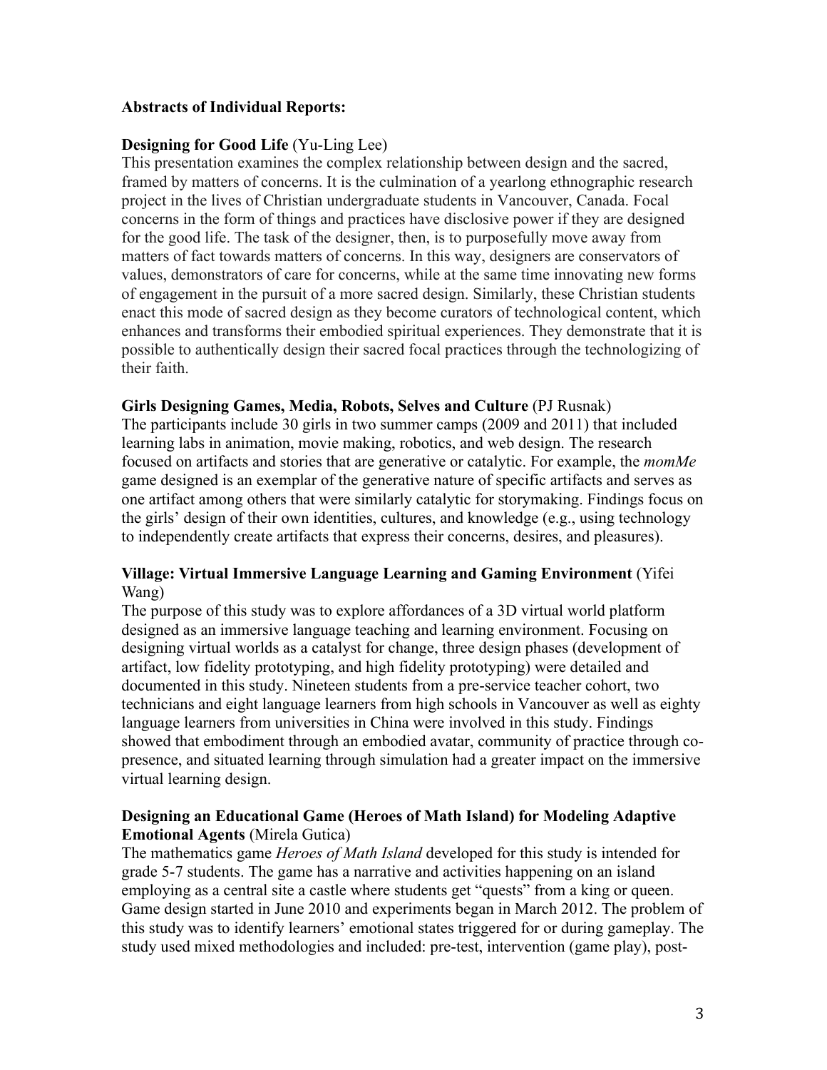**Abstracts of Individual Reports:**

**Designing for Good Life** (Yu-Ling Lee)
This presentation examines the complex relationship between design and the sacred, framed by matters of concerns. It is the culmination of a yearlong ethnographic research project in the lives of Christian undergraduate students in Vancouver, Canada. Focal concerns in the form of things and practices have disclosive power if they are designed for the good life. The task of the designer, then, is to purposefully move away from matters of fact towards matters of concerns. In this way, designers are conservators of values, demonstrators of care for concerns, while at the same time innovating new forms of engagement in the pursuit of a more sacred design. Similarly, these Christian students enact this mode of sacred design as they become curators of technological content, which enhances and transforms their embodied spiritual experiences. They demonstrate that it is possible to authentically design their sacred focal practices through the technologizing of their faith.

**Girls Designing Games, Media, Robots, Selves and Culture** (PJ Rusnak)
The participants include 30 girls in two summer camps (2009 and 2011) that included learning labs in animation, movie making, robotics, and web design. The research focused on artifacts and stories that are generative or catalytic. For example, the *momMe* game designed is an exemplar of the generative nature of specific artifacts and serves as one artifact among others that were similarly catalytic for storymaking. Findings focus on the girls' design of their own identities, cultures, and knowledge (e.g., using technology to independently create artifacts that express their concerns, desires, and pleasures).

**Village: Virtual Immersive Language Learning and Gaming Environment** (Yifei Wang)
The purpose of this study was to explore affordances of a 3D virtual world platform designed as an immersive language teaching and learning environment. Focusing on designing virtual worlds as a catalyst for change, three design phases (development of artifact, low fidelity prototyping, and high fidelity prototyping) were detailed and documented in this study. Nineteen students from a pre-service teacher cohort, two technicians and eight language learners from high schools in Vancouver as well as eighty language learners from universities in China were involved in this study. Findings showed that embodiment through an embodied avatar, community of practice through co-presence, and situated learning through simulation had a greater impact on the immersive virtual learning design.

**Designing an Educational Game (Heroes of Math Island) for Modeling Adaptive Emotional Agents** (Mirela Gutica)
The mathematics game *Heroes of Math Island* developed for this study is intended for grade 5-7 students. The game has a narrative and activities happening on an island employing as a central site a castle where students get "quests" from a king or queen. Game design started in June 2010 and experiments began in March 2012. The problem of this study was to identify learners' emotional states triggered for or during gameplay. The study used mixed methodologies and included: pre-test, intervention (game play), post-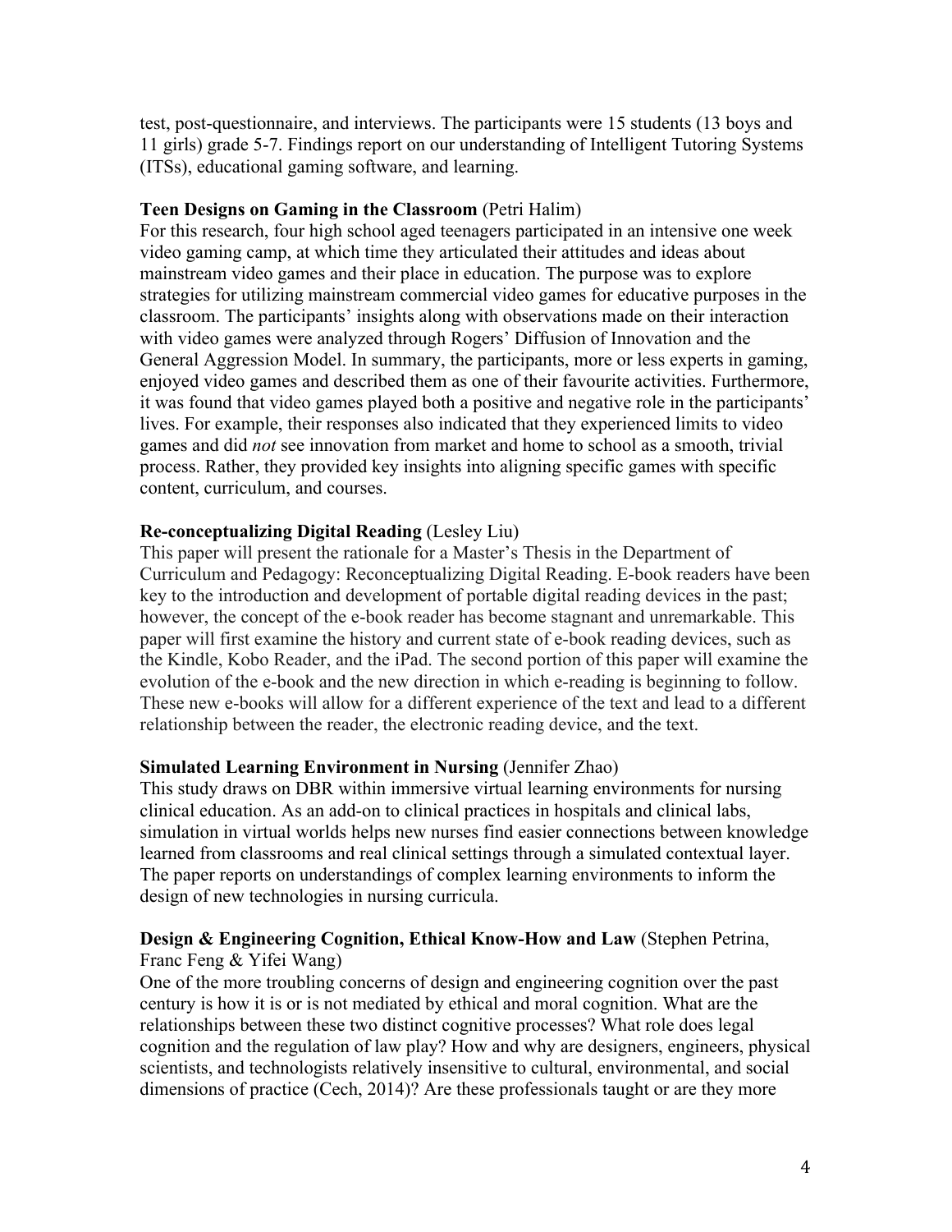test, post-questionnaire, and interviews. The participants were 15 students (13 boys and 11 girls) grade 5-7. Findings report on our understanding of Intelligent Tutoring Systems (ITSs), educational gaming software, and learning.

**Teen Designs on Gaming in the Classroom** (Petri Halim)
For this research, four high school aged teenagers participated in an intensive one week video gaming camp, at which time they articulated their attitudes and ideas about mainstream video games and their place in education. The purpose was to explore strategies for utilizing mainstream commercial video games for educative purposes in the classroom. The participants' insights along with observations made on their interaction with video games were analyzed through Rogers' Diffusion of Innovation and the General Aggression Model. In summary, the participants, more or less experts in gaming, enjoyed video games and described them as one of their favourite activities. Furthermore, it was found that video games played both a positive and negative role in the participants' lives. For example, their responses also indicated that they experienced limits to video games and did *not* see innovation from market and home to school as a smooth, trivial process. Rather, they provided key insights into aligning specific games with specific content, curriculum, and courses.

**Re-conceptualizing Digital Reading** (Lesley Liu)
This paper will present the rationale for a Master's Thesis in the Department of Curriculum and Pedagogy: Reconceptualizing Digital Reading. E-book readers have been key to the introduction and development of portable digital reading devices in the past; however, the concept of the e-book reader has become stagnant and unremarkable. This paper will first examine the history and current state of e-book reading devices, such as the Kindle, Kobo Reader, and the iPad. The second portion of this paper will examine the evolution of the e-book and the new direction in which e-reading is beginning to follow. These new e-books will allow for a different experience of the text and lead to a different relationship between the reader, the electronic reading device, and the text.

**Simulated Learning Environment in Nursing** (Jennifer Zhao)
This study draws on DBR within immersive virtual learning environments for nursing clinical education. As an add-on to clinical practices in hospitals and clinical labs, simulation in virtual worlds helps new nurses find easier connections between knowledge learned from classrooms and real clinical settings through a simulated contextual layer. The paper reports on understandings of complex learning environments to inform the design of new technologies in nursing curricula.

**Design & Engineering Cognition, Ethical Know-How and Law** (Stephen Petrina, Franc Feng & Yifei Wang)
One of the more troubling concerns of design and engineering cognition over the past century is how it is or is not mediated by ethical and moral cognition. What are the relationships between these two distinct cognitive processes? What role does legal cognition and the regulation of law play? How and why are designers, engineers, physical scientists, and technologists relatively insensitive to cultural, environmental, and social dimensions of practice (Cech, 2014)? Are these professionals taught or are they more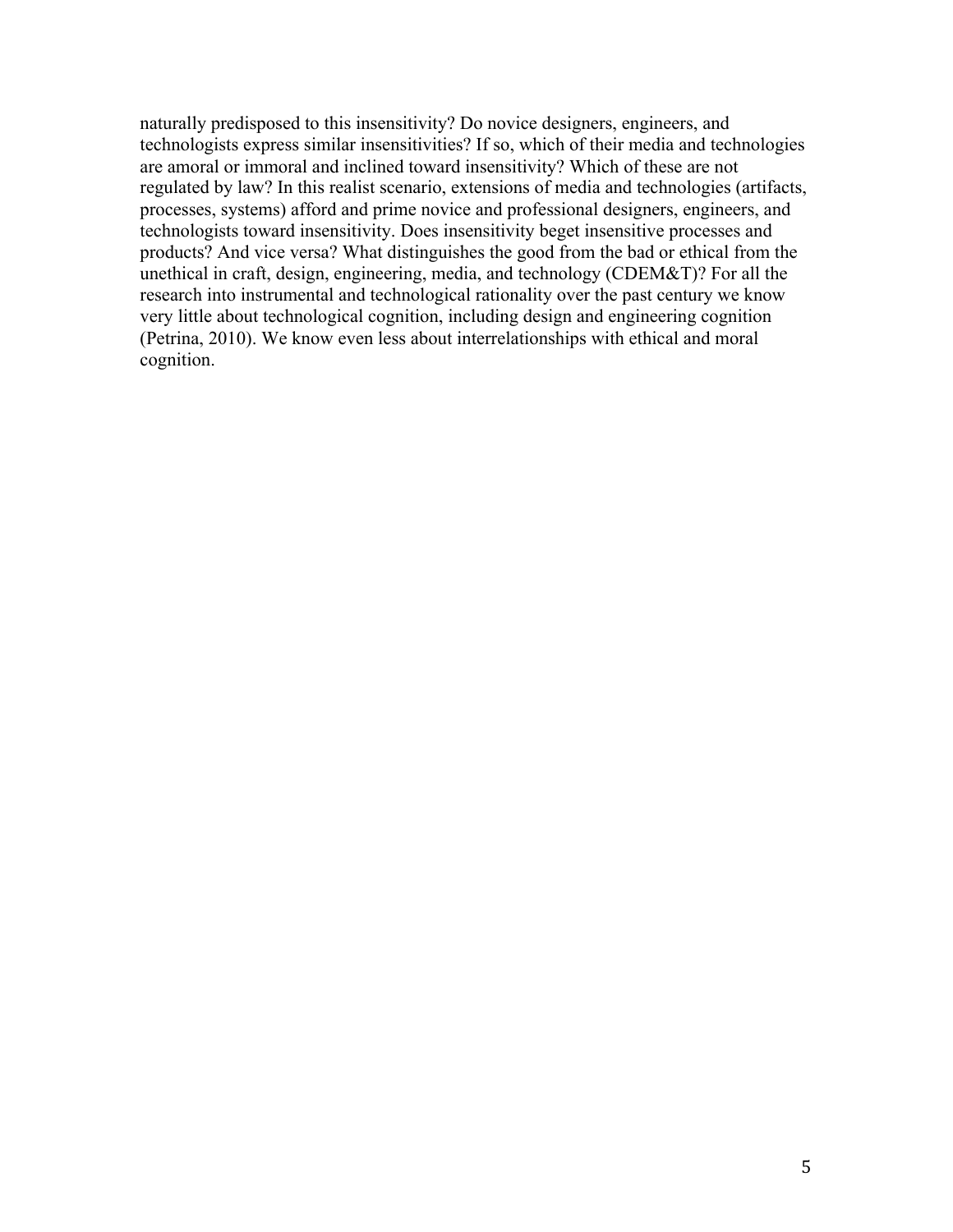naturally predisposed to this insensitivity? Do novice designers, engineers, and technologists express similar insensitivities? If so, which of their media and technologies are amoral or immoral and inclined toward insensitivity? Which of these are not regulated by law? In this realist scenario, extensions of media and technologies (artifacts, processes, systems) afford and prime novice and professional designers, engineers, and technologists toward insensitivity. Does insensitivity beget insensitive processes and products? And vice versa? What distinguishes the good from the bad or ethical from the unethical in craft, design, engineering, media, and technology (CDEM&T)? For all the research into instrumental and technological rationality over the past century we know very little about technological cognition, including design and engineering cognition (Petrina, 2010). We know even less about interrelationships with ethical and moral cognition.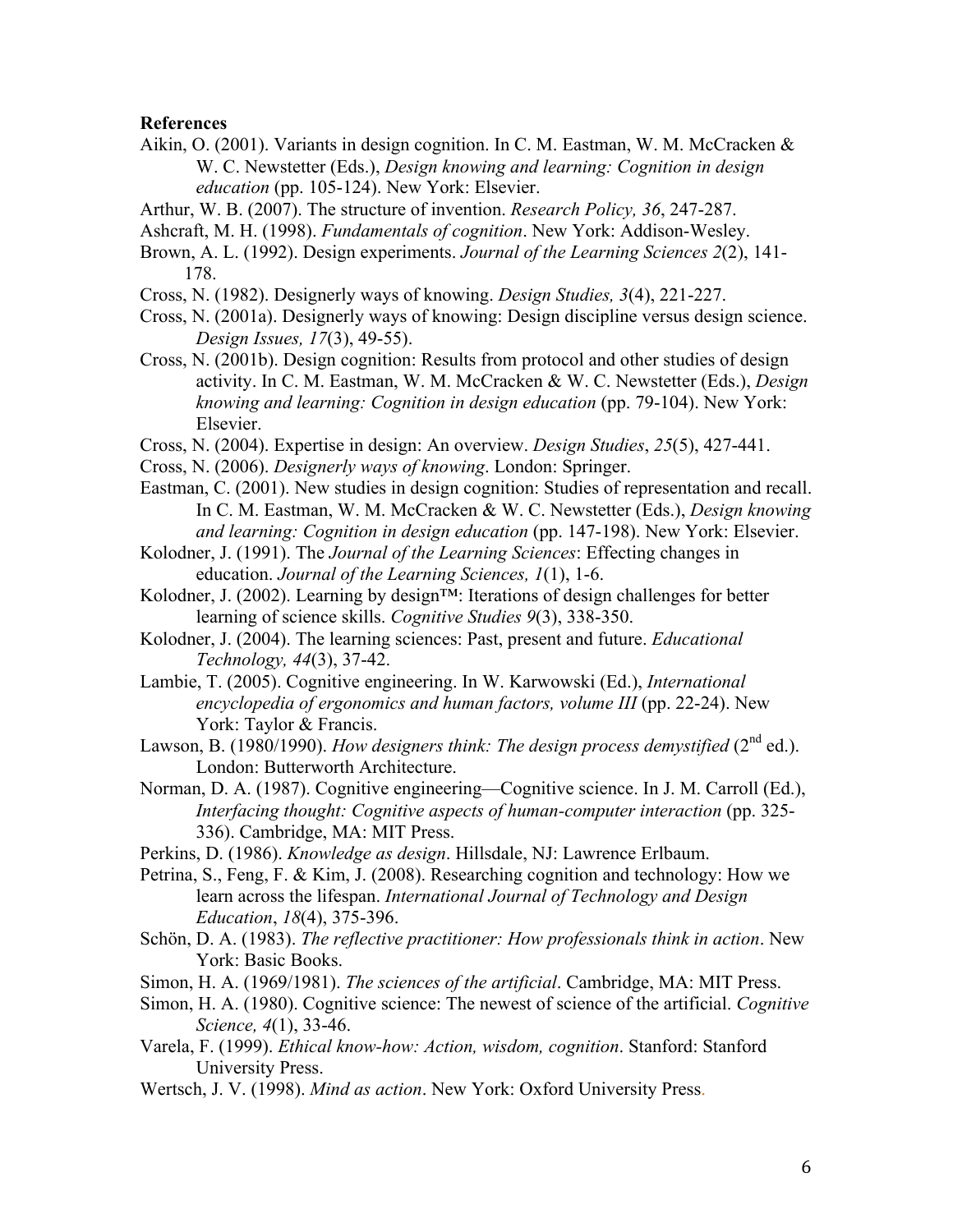**References**

Aikin, O. (2001). Variants in design cognition. In C. M. Eastman, W. M. McCracken & W. C. Newstetter (Eds.), *Design knowing and learning: Cognition in design education* (pp. 105-124). New York: Elsevier.

Arthur, W. B. (2007). The structure of invention. *Research Policy, 36*, 247-287.

Ashcraft, M. H. (1998). *Fundamentals of cognition*. New York: Addison-Wesley.

Brown, A. L. (1992). Design experiments. *Journal of the Learning Sciences 2*(2), 141-178.

Cross, N. (1982). Designerly ways of knowing. *Design Studies, 3*(4), 221-227.

Cross, N. (2001a). Designerly ways of knowing: Design discipline versus design science. *Design Issues, 17*(3), 49-55).

Cross, N. (2001b). Design cognition: Results from protocol and other studies of design activity. In C. M. Eastman, W. M. McCracken & W. C. Newstetter (Eds.), *Design knowing and learning: Cognition in design education* (pp. 79-104). New York: Elsevier.

Cross, N. (2004). Expertise in design: An overview. *Design Studies*, *25*(5), 427-441.

Cross, N. (2006). *Designerly ways of knowing*. London: Springer.

Eastman, C. (2001). New studies in design cognition: Studies of representation and recall. In C. M. Eastman, W. M. McCracken & W. C. Newstetter (Eds.), *Design knowing and learning: Cognition in design education* (pp. 147-198). New York: Elsevier.

Kolodner, J. (1991). The *Journal of the Learning Sciences*: Effecting changes in education. *Journal of the Learning Sciences, 1*(1), 1-6.

Kolodner, J. (2002). Learning by design™: Iterations of design challenges for better learning of science skills. *Cognitive Studies 9*(3), 338-350.

Kolodner, J. (2004). The learning sciences: Past, present and future. *Educational Technology, 44*(3), 37-42.

Lambie, T. (2005). Cognitive engineering. In W. Karwowski (Ed.), *International encyclopedia of ergonomics and human factors, volume III* (pp. 22-24). New York: Taylor & Francis.

Lawson, B. (1980/1990). *How designers think: The design process demystified* (2nd ed.). London: Butterworth Architecture.

Norman, D. A. (1987). Cognitive engineering—Cognitive science. In J. M. Carroll (Ed.), *Interfacing thought: Cognitive aspects of human-computer interaction* (pp. 325-336). Cambridge, MA: MIT Press.

Perkins, D. (1986). *Knowledge as design*. Hillsdale, NJ: Lawrence Erlbaum.

Petrina, S., Feng, F. & Kim, J. (2008). Researching cognition and technology: How we learn across the lifespan. *International Journal of Technology and Design Education*, *18*(4), 375-396.

Schön, D. A. (1983). *The reflective practitioner: How professionals think in action*. New York: Basic Books.

Simon, H. A. (1969/1981). *The sciences of the artificial*. Cambridge, MA: MIT Press.

Simon, H. A. (1980). Cognitive science: The newest of science of the artificial. *Cognitive Science, 4*(1), 33-46.

Varela, F. (1999). *Ethical know-how: Action, wisdom, cognition*. Stanford: Stanford University Press.

Wertsch, J. V. (1998). *Mind as action*. New York: Oxford University Press.